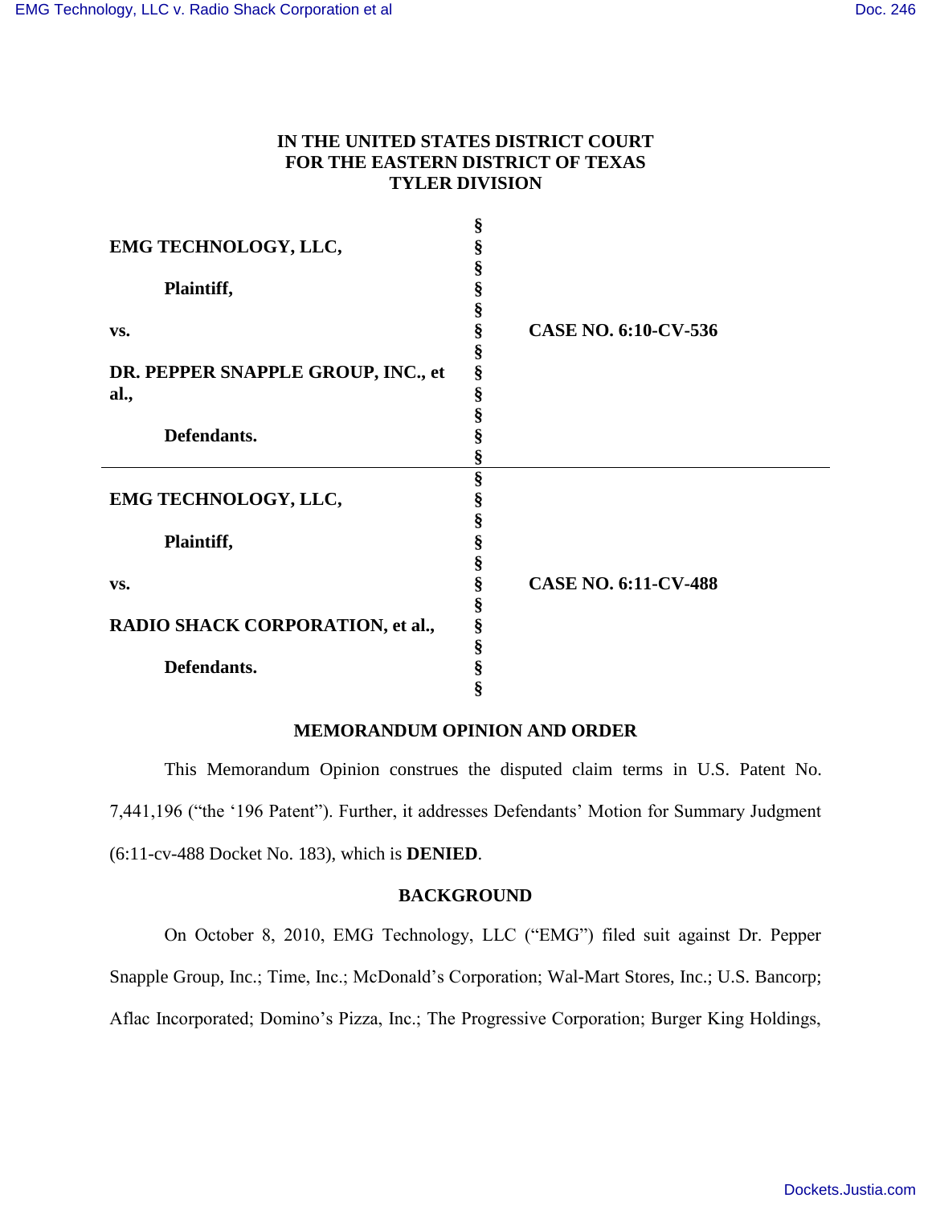**IN THE UNITED STATES DISTRICT COURT**
**FOR THE EASTERN DISTRICT OF TEXAS**
**TYLER DIVISION**

| | | |
|---|---|---|
| **EMG TECHNOLOGY, LLC,**<br><br>**Plaintiff,**<br><br>**vs.**<br><br>**DR. PEPPER SNAPPLE GROUP, INC., et al.,**<br><br>**Defendants.** | § | **CASE NO. 6:10-CV-536** |
| **EMG TECHNOLOGY, LLC,**<br><br>**Plaintiff,**<br><br>**vs.**<br><br>**RADIO SHACK CORPORATION, et al.,**<br><br>**Defendants.** | § | **CASE NO. 6:11-CV-488** |

**MEMORANDUM OPINION AND ORDER**

This Memorandum Opinion construes the disputed claim terms in U.S. Patent No. 7,441,196 ("the '196 Patent"). Further, it addresses Defendants' Motion for Summary Judgment (6:11-cv-488 Docket No. 183), which is **DENIED**.

**BACKGROUND**

On October 8, 2010, EMG Technology, LLC ("EMG") filed suit against Dr. Pepper Snapple Group, Inc.; Time, Inc.; McDonald's Corporation; Wal-Mart Stores, Inc.; U.S. Bancorp; Aflac Incorporated; Domino's Pizza, Inc.; The Progressive Corporation; Burger King Holdings,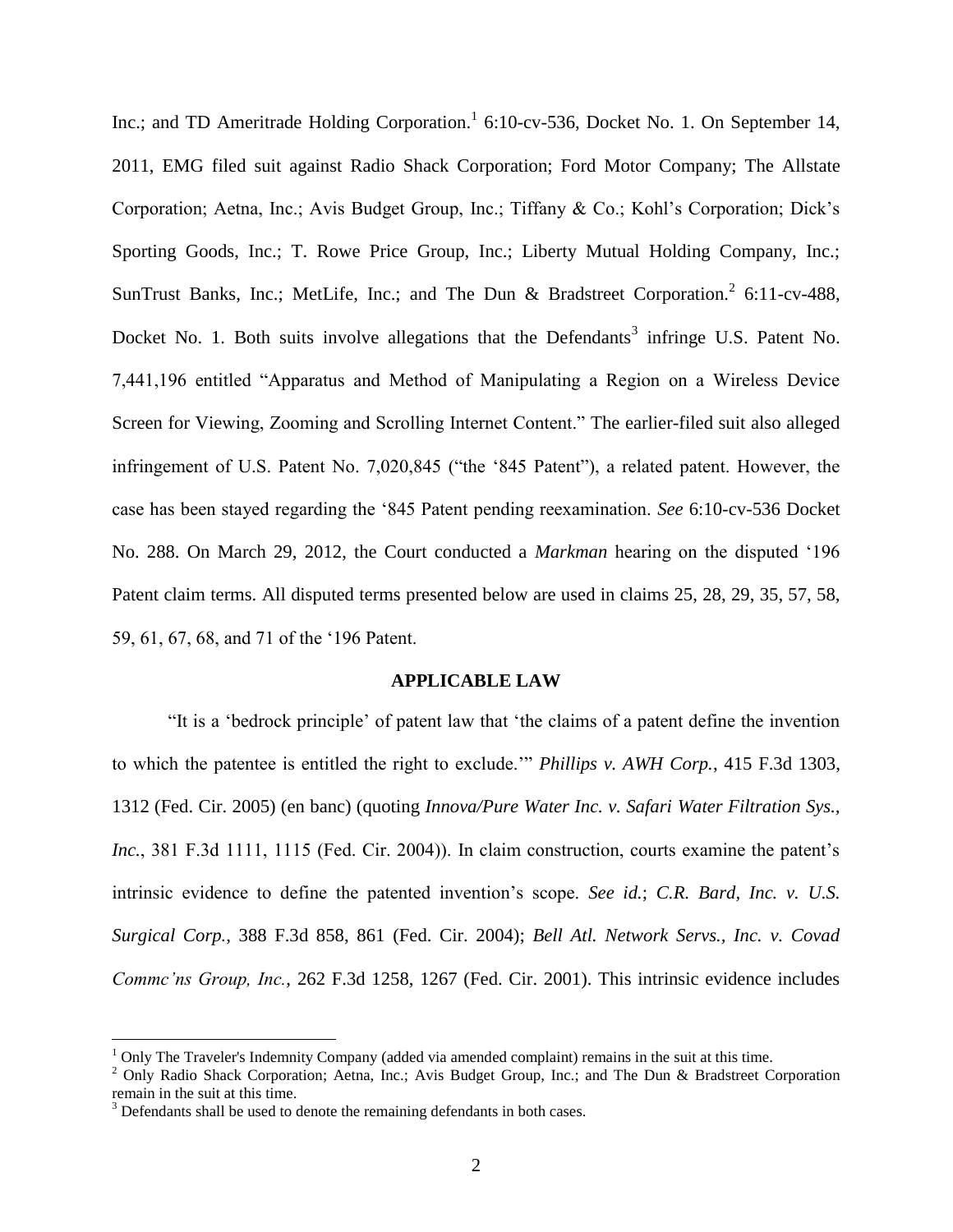Inc.; and TD Ameritrade Holding Corporation.[1] 6:10-cv-536, Docket No. 1. On September 14, 2011, EMG filed suit against Radio Shack Corporation; Ford Motor Company; The Allstate Corporation; Aetna, Inc.; Avis Budget Group, Inc.; Tiffany & Co.; Kohl's Corporation; Dick's Sporting Goods, Inc.; T. Rowe Price Group, Inc.; Liberty Mutual Holding Company, Inc.; SunTrust Banks, Inc.; MetLife, Inc.; and The Dun & Bradstreet Corporation.[2] 6:11-cv-488, Docket No. 1. Both suits involve allegations that the Defendants[3] infringe U.S. Patent No. 7,441,196 entitled "Apparatus and Method of Manipulating a Region on a Wireless Device Screen for Viewing, Zooming and Scrolling Internet Content." The earlier-filed suit also alleged infringement of U.S. Patent No. 7,020,845 ("the '845 Patent"), a related patent. However, the case has been stayed regarding the '845 Patent pending reexamination. *See* 6:10-cv-536 Docket No. 288. On March 29, 2012, the Court conducted a *Markman* hearing on the disputed '196 Patent claim terms. All disputed terms presented below are used in claims 25, 28, 29, 35, 57, 58, 59, 61, 67, 68, and 71 of the '196 Patent.

## APPLICABLE LAW

"It is a 'bedrock principle' of patent law that 'the claims of a patent define the invention to which the patentee is entitled the right to exclude.'" *Phillips v. AWH Corp.*, 415 F.3d 1303, 1312 (Fed. Cir. 2005) (en banc) (quoting *Innova/Pure Water Inc. v. Safari Water Filtration Sys., Inc.*, 381 F.3d 1111, 1115 (Fed. Cir. 2004)). In claim construction, courts examine the patent's intrinsic evidence to define the patented invention's scope. *See id.*; *C.R. Bard, Inc. v. U.S. Surgical Corp.*, 388 F.3d 858, 861 (Fed. Cir. 2004); *Bell Atl. Network Servs., Inc. v. Covad Commc'ns Group, Inc.*, 262 F.3d 1258, 1267 (Fed. Cir. 2001). This intrinsic evidence includes

---

[1] Only The Traveler's Indemnity Company (added via amended complaint) remains in the suit at this time.

[2] Only Radio Shack Corporation; Aetna, Inc.; Avis Budget Group, Inc.; and The Dun & Bradstreet Corporation remain in the suit at this time.

[3] Defendants shall be used to denote the remaining defendants in both cases.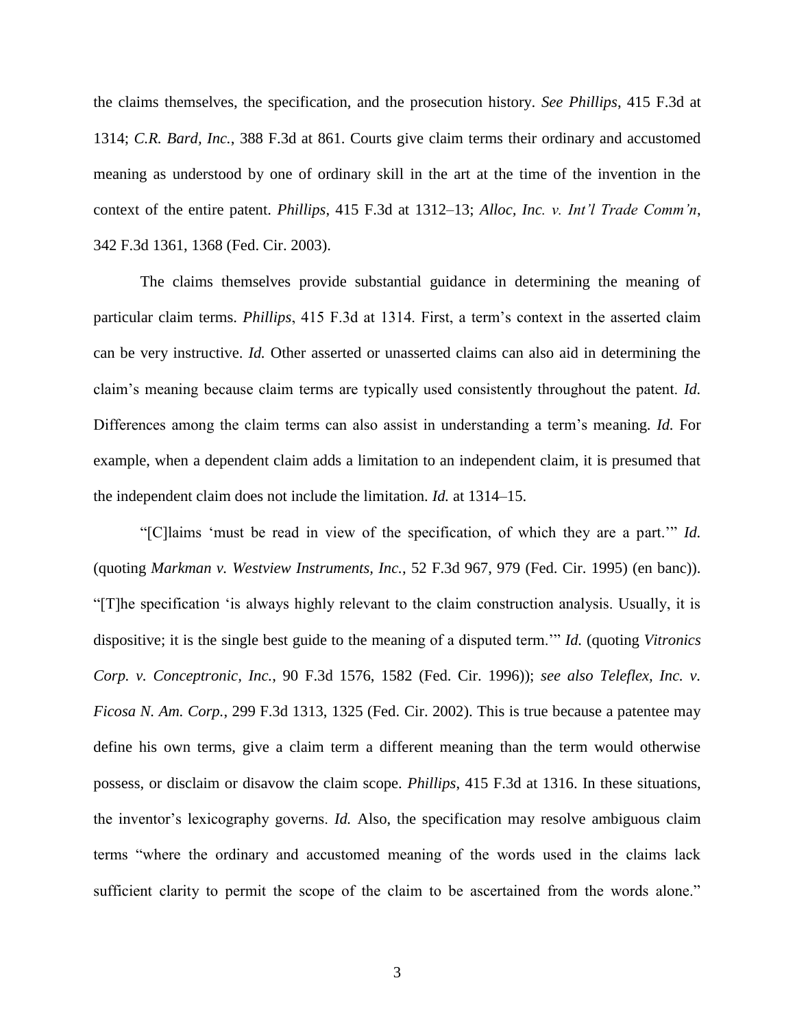the claims themselves, the specification, and the prosecution history. *See Phillips*, 415 F.3d at 1314; *C.R. Bard, Inc.*, 388 F.3d at 861. Courts give claim terms their ordinary and accustomed meaning as understood by one of ordinary skill in the art at the time of the invention in the context of the entire patent. *Phillips*, 415 F.3d at 1312–13; *Alloc, Inc. v. Int'l Trade Comm'n*, 342 F.3d 1361, 1368 (Fed. Cir. 2003).

The claims themselves provide substantial guidance in determining the meaning of particular claim terms. *Phillips*, 415 F.3d at 1314. First, a term's context in the asserted claim can be very instructive. *Id.* Other asserted or unasserted claims can also aid in determining the claim's meaning because claim terms are typically used consistently throughout the patent. *Id.* Differences among the claim terms can also assist in understanding a term's meaning. *Id.* For example, when a dependent claim adds a limitation to an independent claim, it is presumed that the independent claim does not include the limitation. *Id.* at 1314–15.

"[C]laims 'must be read in view of the specification, of which they are a part.'" *Id.* (quoting *Markman v. Westview Instruments, Inc.*, 52 F.3d 967, 979 (Fed. Cir. 1995) (en banc)). "[T]he specification 'is always highly relevant to the claim construction analysis. Usually, it is dispositive; it is the single best guide to the meaning of a disputed term.'" *Id.* (quoting *Vitronics Corp. v. Conceptronic, Inc.*, 90 F.3d 1576, 1582 (Fed. Cir. 1996)); *see also Teleflex, Inc. v. Ficosa N. Am. Corp.*, 299 F.3d 1313, 1325 (Fed. Cir. 2002). This is true because a patentee may define his own terms, give a claim term a different meaning than the term would otherwise possess, or disclaim or disavow the claim scope. *Phillips*, 415 F.3d at 1316. In these situations, the inventor's lexicography governs. *Id.* Also, the specification may resolve ambiguous claim terms "where the ordinary and accustomed meaning of the words used in the claims lack sufficient clarity to permit the scope of the claim to be ascertained from the words alone."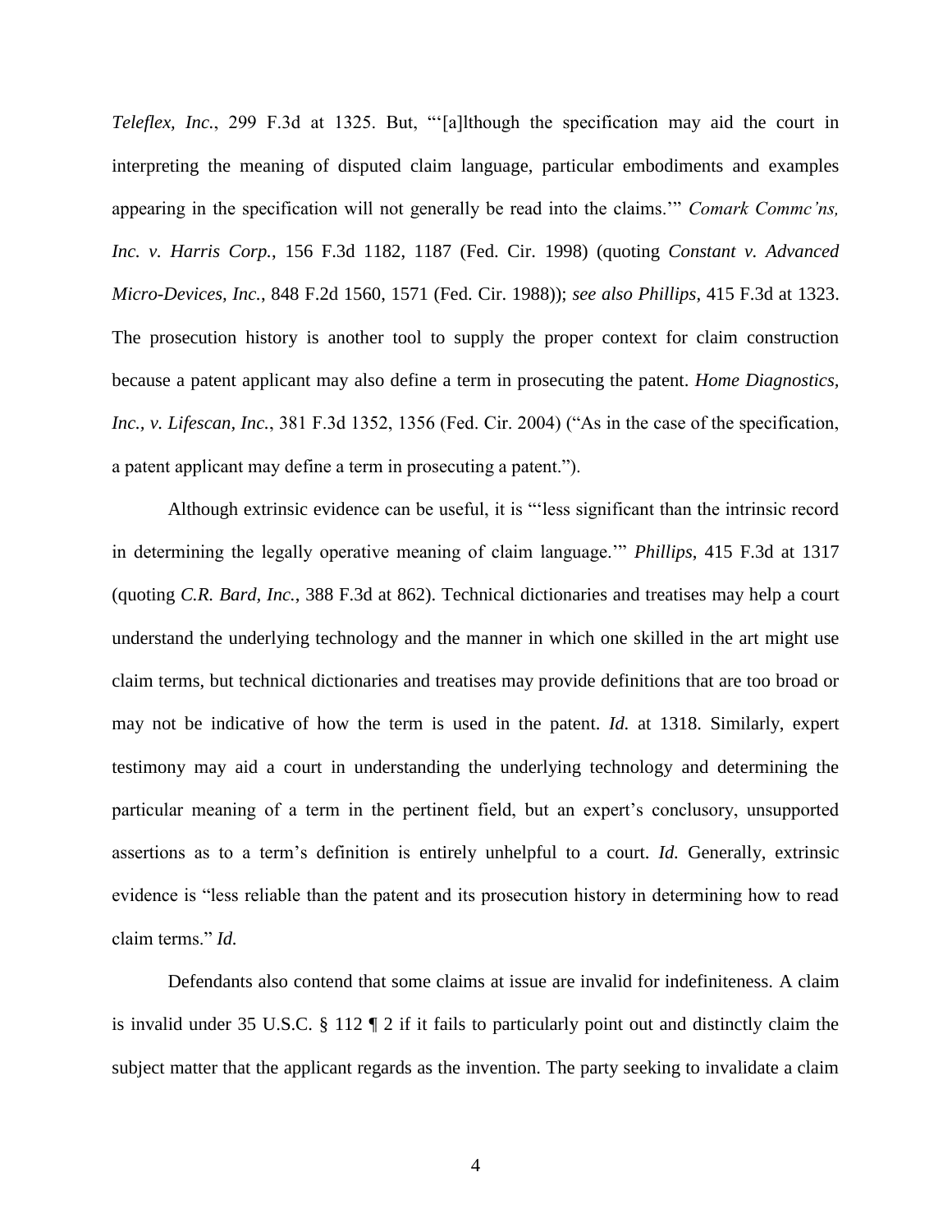*Teleflex, Inc.*, 299 F.3d at 1325. But, "'[a]lthough the specification may aid the court in interpreting the meaning of disputed claim language, particular embodiments and examples appearing in the specification will not generally be read into the claims.'" *Comark Commc'ns, Inc. v. Harris Corp.*, 156 F.3d 1182, 1187 (Fed. Cir. 1998) (quoting *Constant v. Advanced Micro-Devices, Inc.*, 848 F.2d 1560, 1571 (Fed. Cir. 1988)); *see also Phillips*, 415 F.3d at 1323. The prosecution history is another tool to supply the proper context for claim construction because a patent applicant may also define a term in prosecuting the patent. *Home Diagnostics, Inc., v. Lifescan, Inc.*, 381 F.3d 1352, 1356 (Fed. Cir. 2004) ("As in the case of the specification, a patent applicant may define a term in prosecuting a patent.").

Although extrinsic evidence can be useful, it is "'less significant than the intrinsic record in determining the legally operative meaning of claim language.'" *Phillips*, 415 F.3d at 1317 (quoting *C.R. Bard, Inc.*, 388 F.3d at 862). Technical dictionaries and treatises may help a court understand the underlying technology and the manner in which one skilled in the art might use claim terms, but technical dictionaries and treatises may provide definitions that are too broad or may not be indicative of how the term is used in the patent. *Id.* at 1318. Similarly, expert testimony may aid a court in understanding the underlying technology and determining the particular meaning of a term in the pertinent field, but an expert's conclusory, unsupported assertions as to a term's definition is entirely unhelpful to a court. *Id.* Generally, extrinsic evidence is "less reliable than the patent and its prosecution history in determining how to read claim terms." *Id.*

Defendants also contend that some claims at issue are invalid for indefiniteness. A claim is invalid under 35 U.S.C. § 112 ¶ 2 if it fails to particularly point out and distinctly claim the subject matter that the applicant regards as the invention. The party seeking to invalidate a claim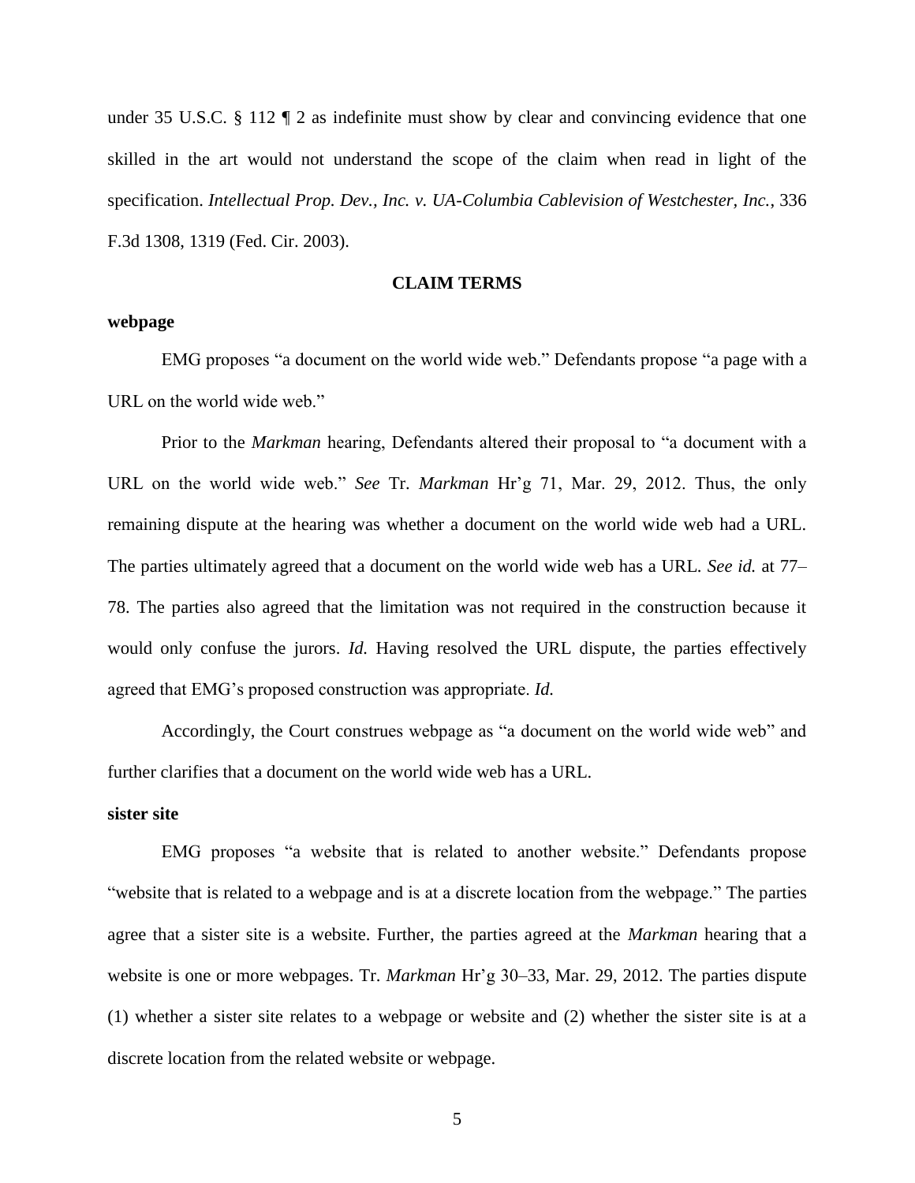under 35 U.S.C. § 112 ¶ 2 as indefinite must show by clear and convincing evidence that one skilled in the art would not understand the scope of the claim when read in light of the specification. *Intellectual Prop. Dev., Inc. v. UA-Columbia Cablevision of Westchester, Inc.*, 336 F.3d 1308, 1319 (Fed. Cir. 2003).

## CLAIM TERMS

### webpage

EMG proposes "a document on the world wide web." Defendants propose "a page with a URL on the world wide web."

Prior to the *Markman* hearing, Defendants altered their proposal to "a document with a URL on the world wide web." *See* Tr. *Markman* Hr'g 71, Mar. 29, 2012. Thus, the only remaining dispute at the hearing was whether a document on the world wide web had a URL. The parties ultimately agreed that a document on the world wide web has a URL. *See id.* at 77–78. The parties also agreed that the limitation was not required in the construction because it would only confuse the jurors. *Id.* Having resolved the URL dispute, the parties effectively agreed that EMG's proposed construction was appropriate. *Id.*

Accordingly, the Court construes webpage as "a document on the world wide web" and further clarifies that a document on the world wide web has a URL.

### sister site

EMG proposes "a website that is related to another website." Defendants propose "website that is related to a webpage and is at a discrete location from the webpage." The parties agree that a sister site is a website. Further, the parties agreed at the *Markman* hearing that a website is one or more webpages. Tr. *Markman* Hr'g 30–33, Mar. 29, 2012. The parties dispute (1) whether a sister site relates to a webpage or website and (2) whether the sister site is at a discrete location from the related website or webpage.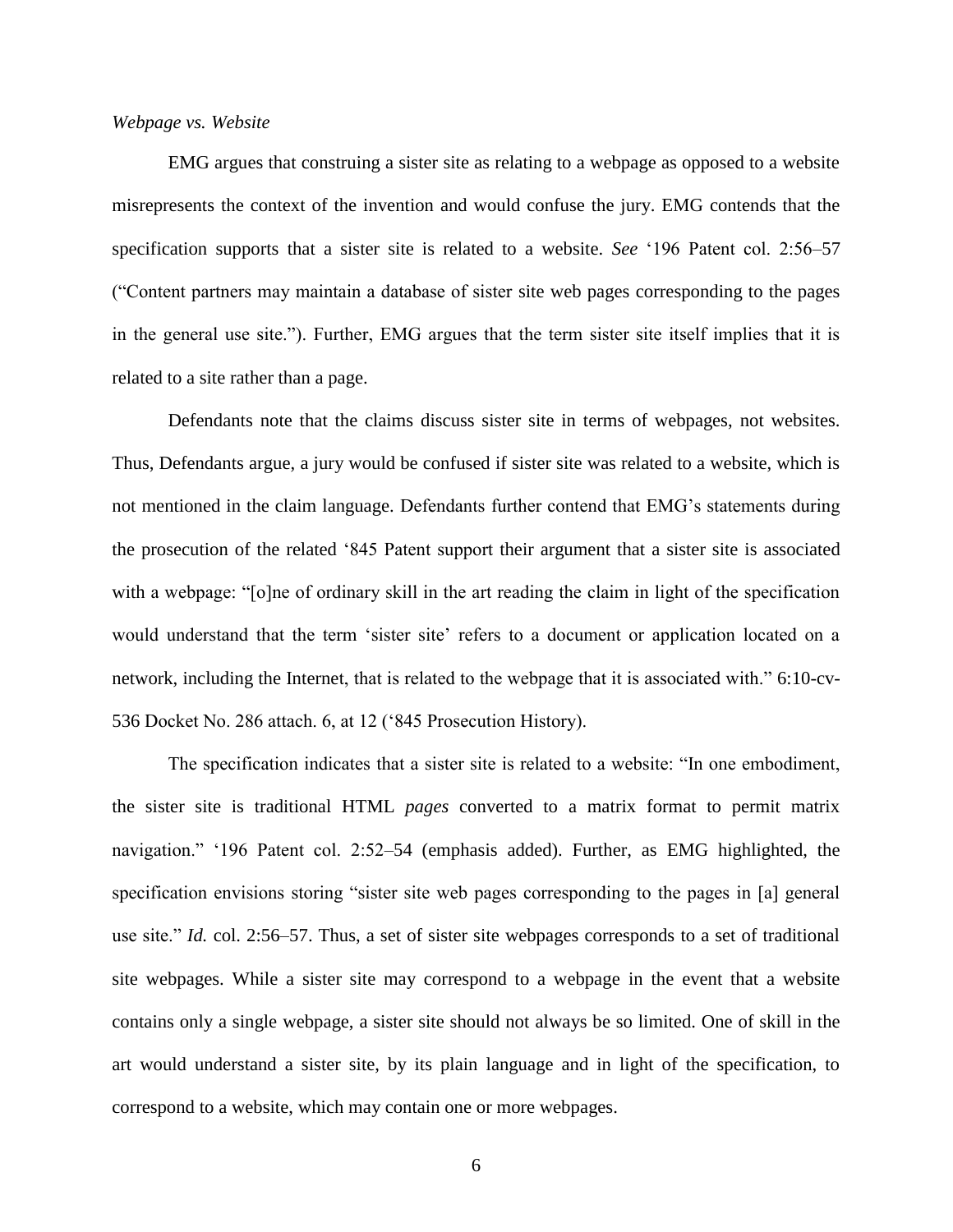*Webpage vs. Website*

EMG argues that construing a sister site as relating to a webpage as opposed to a website misrepresents the context of the invention and would confuse the jury. EMG contends that the specification supports that a sister site is related to a website. *See* '196 Patent col. 2:56–57 ("Content partners may maintain a database of sister site web pages corresponding to the pages in the general use site."). Further, EMG argues that the term sister site itself implies that it is related to a site rather than a page.

Defendants note that the claims discuss sister site in terms of webpages, not websites. Thus, Defendants argue, a jury would be confused if sister site was related to a website, which is not mentioned in the claim language. Defendants further contend that EMG's statements during the prosecution of the related '845 Patent support their argument that a sister site is associated with a webpage: "[o]ne of ordinary skill in the art reading the claim in light of the specification would understand that the term 'sister site' refers to a document or application located on a network, including the Internet, that is related to the webpage that it is associated with." 6:10-cv-536 Docket No. 286 attach. 6, at 12 ('845 Prosecution History).

The specification indicates that a sister site is related to a website: "In one embodiment, the sister site is traditional HTML *pages* converted to a matrix format to permit matrix navigation." '196 Patent col. 2:52–54 (emphasis added). Further, as EMG highlighted, the specification envisions storing "sister site web pages corresponding to the pages in [a] general use site." *Id.* col. 2:56–57. Thus, a set of sister site webpages corresponds to a set of traditional site webpages. While a sister site may correspond to a webpage in the event that a website contains only a single webpage, a sister site should not always be so limited. One of skill in the art would understand a sister site, by its plain language and in light of the specification, to correspond to a website, which may contain one or more webpages.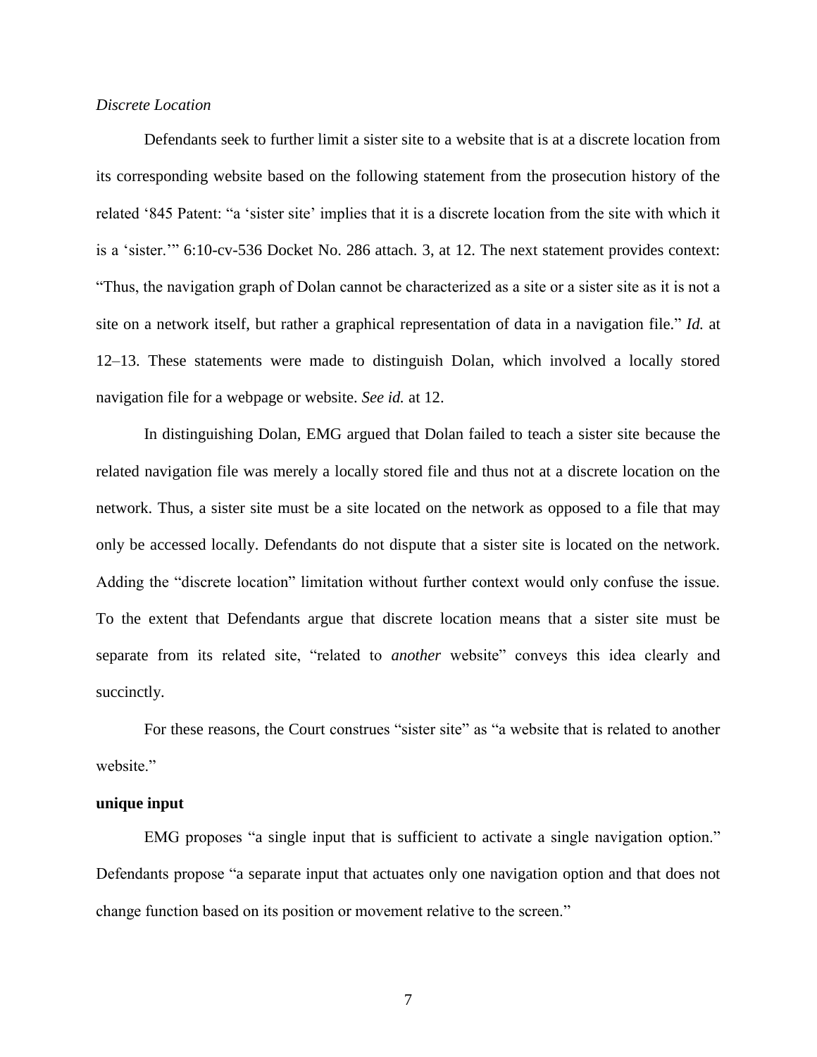*Discrete Location*

Defendants seek to further limit a sister site to a website that is at a discrete location from its corresponding website based on the following statement from the prosecution history of the related '845 Patent: "a 'sister site' implies that it is a discrete location from the site with which it is a 'sister.'" 6:10-cv-536 Docket No. 286 attach. 3, at 12. The next statement provides context: "Thus, the navigation graph of Dolan cannot be characterized as a site or a sister site as it is not a site on a network itself, but rather a graphical representation of data in a navigation file." *Id.* at 12–13. These statements were made to distinguish Dolan, which involved a locally stored navigation file for a webpage or website. *See id.* at 12.

In distinguishing Dolan, EMG argued that Dolan failed to teach a sister site because the related navigation file was merely a locally stored file and thus not at a discrete location on the network. Thus, a sister site must be a site located on the network as opposed to a file that may only be accessed locally. Defendants do not dispute that a sister site is located on the network. Adding the "discrete location" limitation without further context would only confuse the issue. To the extent that Defendants argue that discrete location means that a sister site must be separate from its related site, "related to *another* website" conveys this idea clearly and succinctly.

For these reasons, the Court construes "sister site" as "a website that is related to another website."

**unique input**

EMG proposes "a single input that is sufficient to activate a single navigation option." Defendants propose "a separate input that actuates only one navigation option and that does not change function based on its position or movement relative to the screen."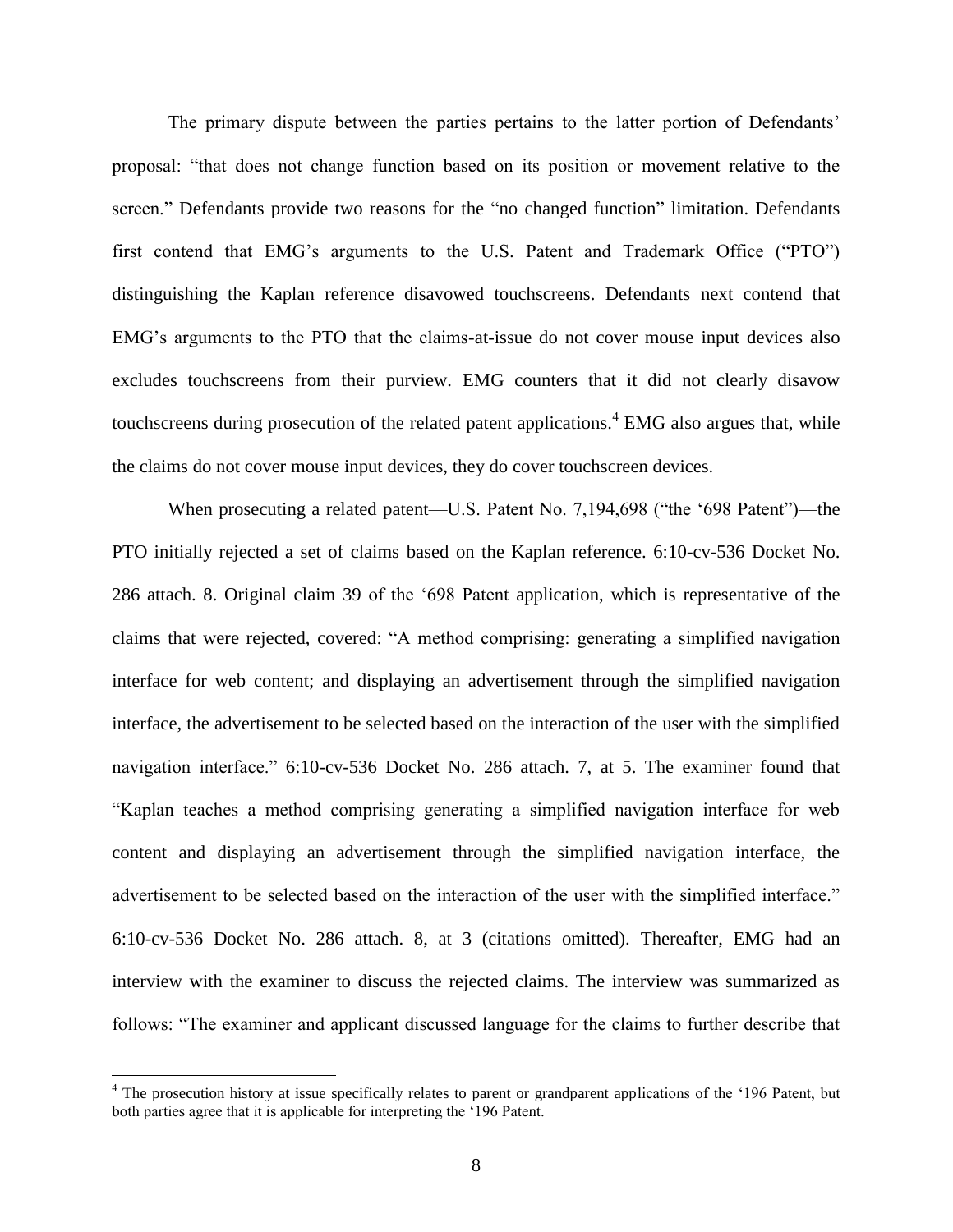The primary dispute between the parties pertains to the latter portion of Defendants' proposal: "that does not change function based on its position or movement relative to the screen." Defendants provide two reasons for the "no changed function" limitation. Defendants first contend that EMG's arguments to the U.S. Patent and Trademark Office ("PTO") distinguishing the Kaplan reference disavowed touchscreens. Defendants next contend that EMG's arguments to the PTO that the claims-at-issue do not cover mouse input devices also excludes touchscreens from their purview. EMG counters that it did not clearly disavow touchscreens during prosecution of the related patent applications.[4] EMG also argues that, while the claims do not cover mouse input devices, they do cover touchscreen devices.

When prosecuting a related patent—U.S. Patent No. 7,194,698 ("the '698 Patent")—the PTO initially rejected a set of claims based on the Kaplan reference. 6:10-cv-536 Docket No. 286 attach. 8. Original claim 39 of the '698 Patent application, which is representative of the claims that were rejected, covered: "A method comprising: generating a simplified navigation interface for web content; and displaying an advertisement through the simplified navigation interface, the advertisement to be selected based on the interaction of the user with the simplified navigation interface." 6:10-cv-536 Docket No. 286 attach. 7, at 5. The examiner found that "Kaplan teaches a method comprising generating a simplified navigation interface for web content and displaying an advertisement through the simplified navigation interface, the advertisement to be selected based on the interaction of the user with the simplified interface." 6:10-cv-536 Docket No. 286 attach. 8, at 3 (citations omitted). Thereafter, EMG had an interview with the examiner to discuss the rejected claims. The interview was summarized as follows: "The examiner and applicant discussed language for the claims to further describe that

[4] The prosecution history at issue specifically relates to parent or grandparent applications of the '196 Patent, but both parties agree that it is applicable for interpreting the '196 Patent.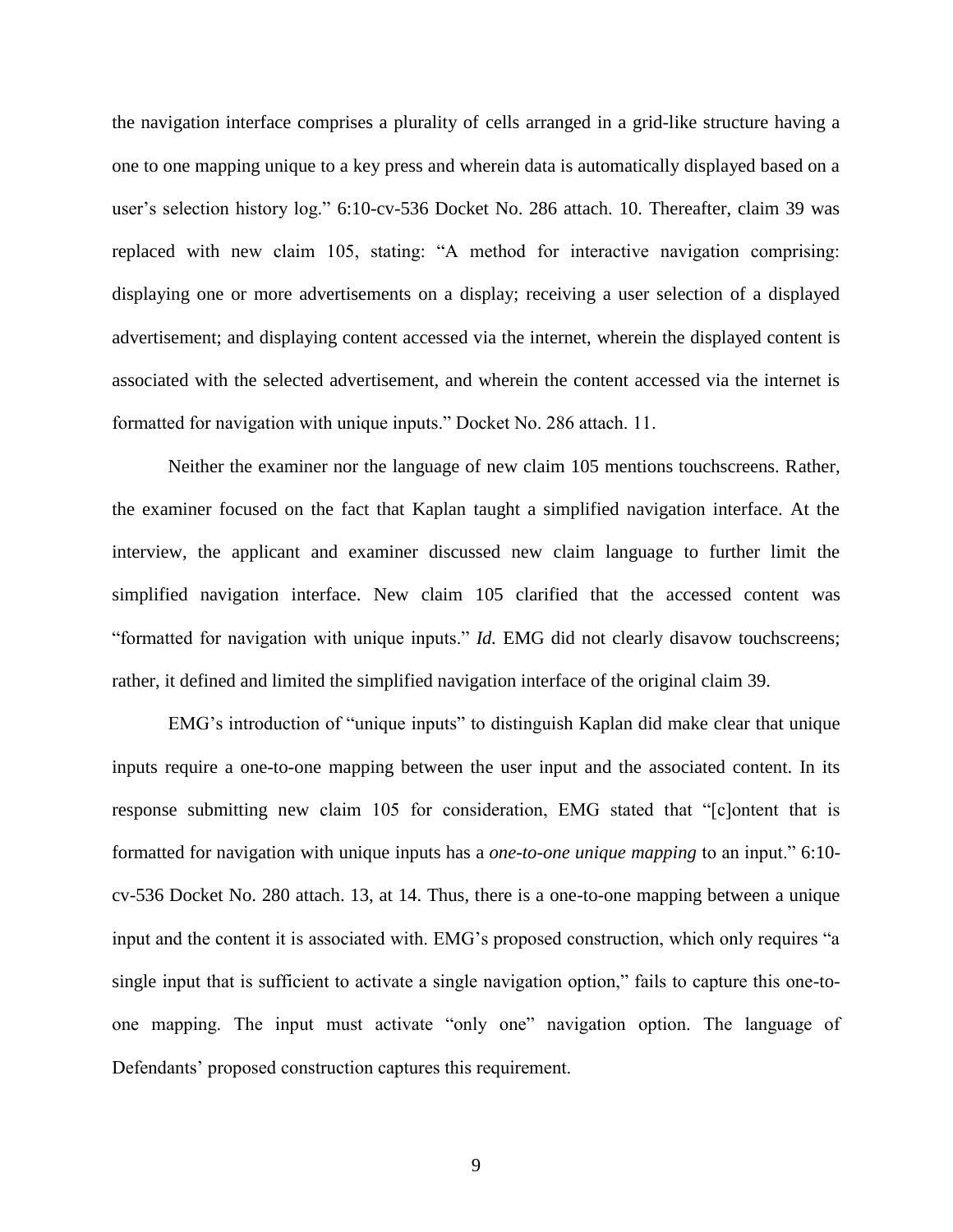the navigation interface comprises a plurality of cells arranged in a grid-like structure having a one to one mapping unique to a key press and wherein data is automatically displayed based on a user's selection history log." 6:10-cv-536 Docket No. 286 attach. 10. Thereafter, claim 39 was replaced with new claim 105, stating: "A method for interactive navigation comprising: displaying one or more advertisements on a display; receiving a user selection of a displayed advertisement; and displaying content accessed via the internet, wherein the displayed content is associated with the selected advertisement, and wherein the content accessed via the internet is formatted for navigation with unique inputs." Docket No. 286 attach. 11.

Neither the examiner nor the language of new claim 105 mentions touchscreens. Rather, the examiner focused on the fact that Kaplan taught a simplified navigation interface. At the interview, the applicant and examiner discussed new claim language to further limit the simplified navigation interface. New claim 105 clarified that the accessed content was "formatted for navigation with unique inputs." *Id.* EMG did not clearly disavow touchscreens; rather, it defined and limited the simplified navigation interface of the original claim 39.

EMG's introduction of "unique inputs" to distinguish Kaplan did make clear that unique inputs require a one-to-one mapping between the user input and the associated content. In its response submitting new claim 105 for consideration, EMG stated that "[c]ontent that is formatted for navigation with unique inputs has a *one-to-one unique mapping* to an input." 6:10-cv-536 Docket No. 280 attach. 13, at 14. Thus, there is a one-to-one mapping between a unique input and the content it is associated with. EMG's proposed construction, which only requires "a single input that is sufficient to activate a single navigation option," fails to capture this one-to-one mapping. The input must activate "only one" navigation option. The language of Defendants' proposed construction captures this requirement.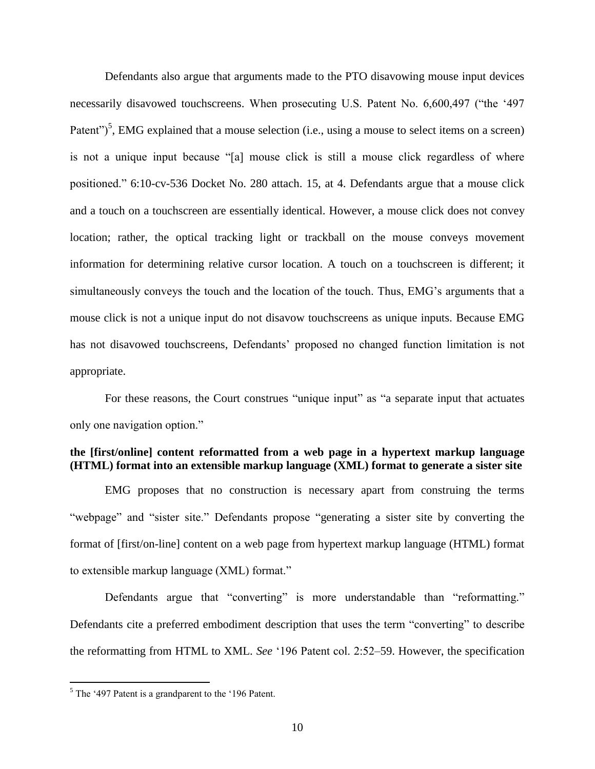Defendants also argue that arguments made to the PTO disavowing mouse input devices necessarily disavowed touchscreens. When prosecuting U.S. Patent No. 6,600,497 ("the '497 Patent")[5], EMG explained that a mouse selection (i.e., using a mouse to select items on a screen) is not a unique input because "[a] mouse click is still a mouse click regardless of where positioned." 6:10-cv-536 Docket No. 280 attach. 15, at 4. Defendants argue that a mouse click and a touch on a touchscreen are essentially identical. However, a mouse click does not convey location; rather, the optical tracking light or trackball on the mouse conveys movement information for determining relative cursor location. A touch on a touchscreen is different; it simultaneously conveys the touch and the location of the touch. Thus, EMG's arguments that a mouse click is not a unique input do not disavow touchscreens as unique inputs. Because EMG has not disavowed touchscreens, Defendants' proposed no changed function limitation is not appropriate.

For these reasons, the Court construes "unique input" as "a separate input that actuates only one navigation option."

**the [first/online] content reformatted from a web page in a hypertext markup language (HTML) format into an extensible markup language (XML) format to generate a sister site**

EMG proposes that no construction is necessary apart from construing the terms "webpage" and "sister site." Defendants propose "generating a sister site by converting the format of [first/on-line] content on a web page from hypertext markup language (HTML) format to extensible markup language (XML) format."

Defendants argue that "converting" is more understandable than "reformatting." Defendants cite a preferred embodiment description that uses the term "converting" to describe the reformatting from HTML to XML. *See* '196 Patent col. 2:52–59. However, the specification

[5] The '497 Patent is a grandparent to the '196 Patent.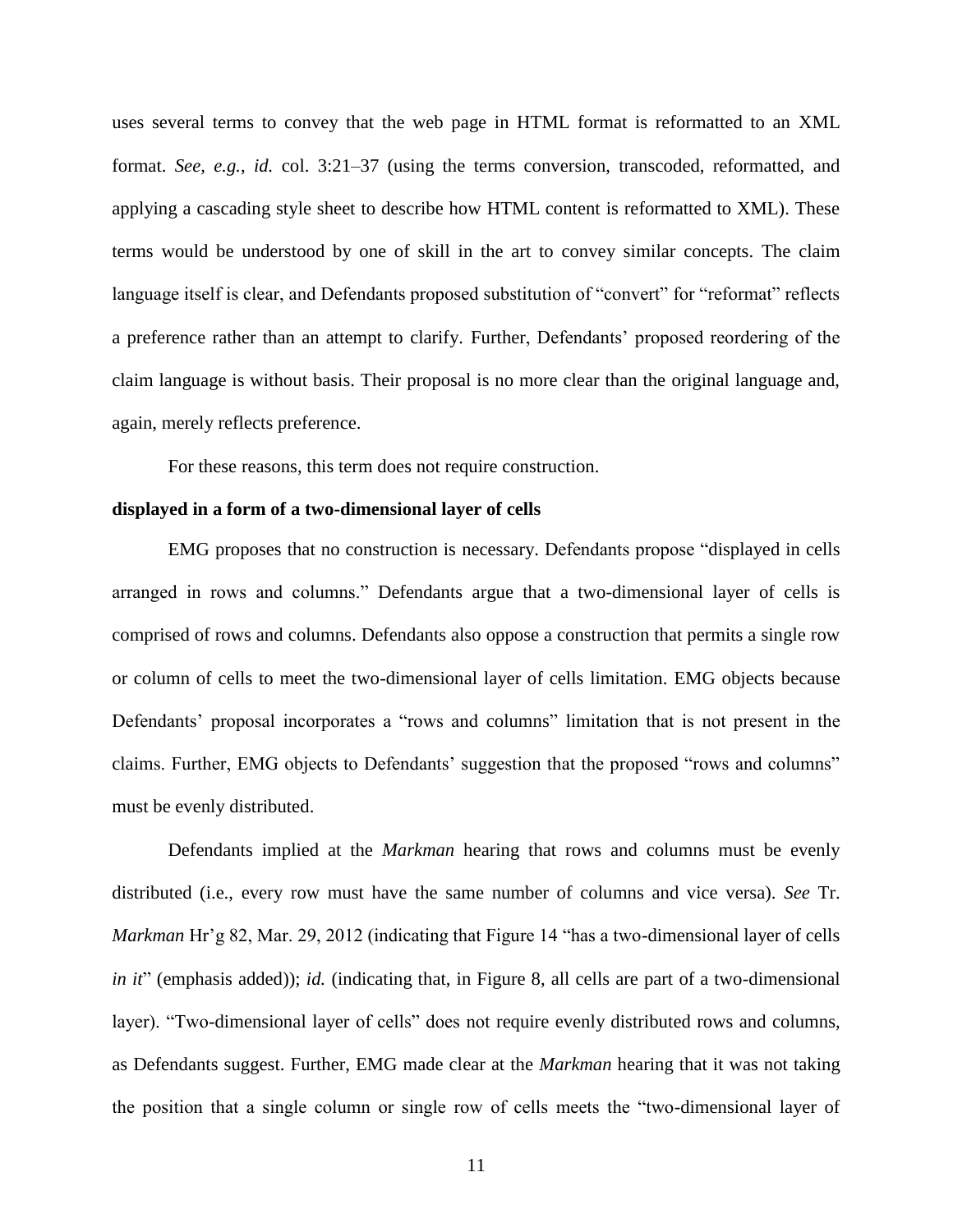uses several terms to convey that the web page in HTML format is reformatted to an XML format. *See, e.g.*, *id.* col. 3:21–37 (using the terms conversion, transcoded, reformatted, and applying a cascading style sheet to describe how HTML content is reformatted to XML). These terms would be understood by one of skill in the art to convey similar concepts. The claim language itself is clear, and Defendants proposed substitution of "convert" for "reformat" reflects a preference rather than an attempt to clarify. Further, Defendants' proposed reordering of the claim language is without basis. Their proposal is no more clear than the original language and, again, merely reflects preference.

For these reasons, this term does not require construction.

**displayed in a form of a two-dimensional layer of cells**

EMG proposes that no construction is necessary. Defendants propose "displayed in cells arranged in rows and columns." Defendants argue that a two-dimensional layer of cells is comprised of rows and columns. Defendants also oppose a construction that permits a single row or column of cells to meet the two-dimensional layer of cells limitation. EMG objects because Defendants' proposal incorporates a "rows and columns" limitation that is not present in the claims. Further, EMG objects to Defendants' suggestion that the proposed "rows and columns" must be evenly distributed.

Defendants implied at the *Markman* hearing that rows and columns must be evenly distributed (i.e., every row must have the same number of columns and vice versa). *See* Tr. *Markman* Hr'g 82, Mar. 29, 2012 (indicating that Figure 14 "has a two-dimensional layer of cells *in it*" (emphasis added)); *id.* (indicating that, in Figure 8, all cells are part of a two-dimensional layer). "Two-dimensional layer of cells" does not require evenly distributed rows and columns, as Defendants suggest. Further, EMG made clear at the *Markman* hearing that it was not taking the position that a single column or single row of cells meets the "two-dimensional layer of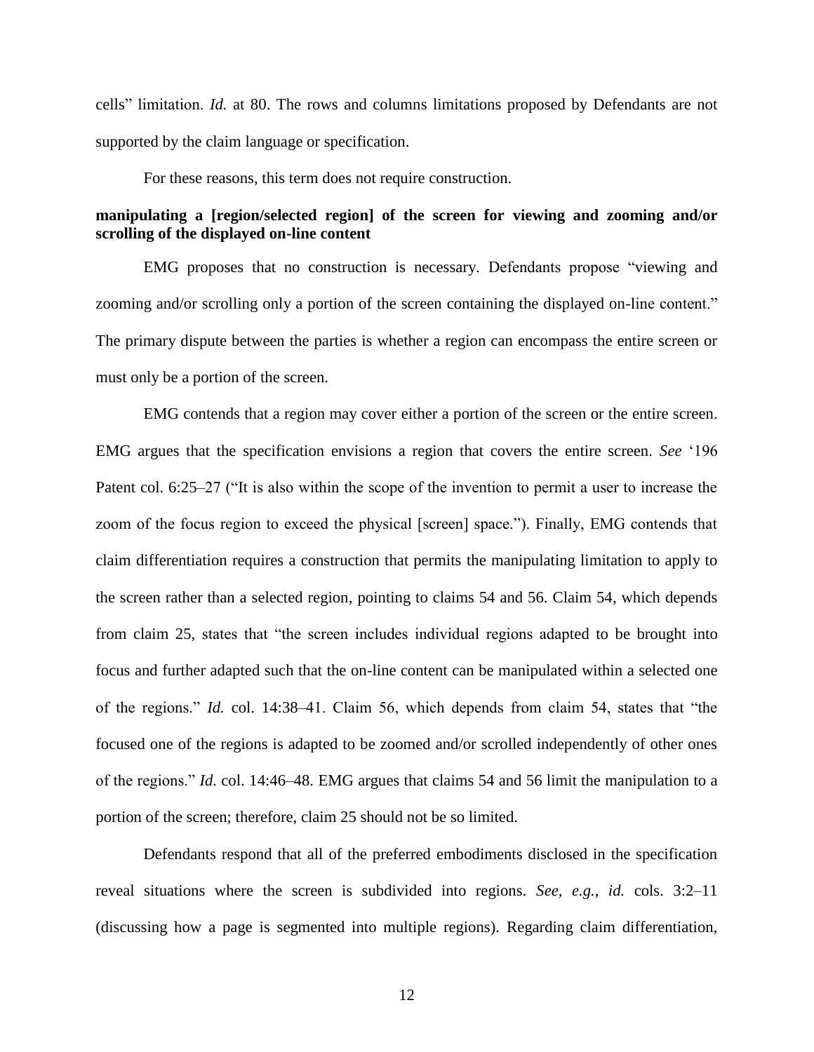cells" limitation. *Id.* at 80. The rows and columns limitations proposed by Defendants are not supported by the claim language or specification.

For these reasons, this term does not require construction.

**manipulating a [region/selected region] of the screen for viewing and zooming and/or scrolling of the displayed on-line content**

EMG proposes that no construction is necessary. Defendants propose "viewing and zooming and/or scrolling only a portion of the screen containing the displayed on-line content." The primary dispute between the parties is whether a region can encompass the entire screen or must only be a portion of the screen.

EMG contends that a region may cover either a portion of the screen or the entire screen. EMG argues that the specification envisions a region that covers the entire screen. *See* '196 Patent col. 6:25–27 ("It is also within the scope of the invention to permit a user to increase the zoom of the focus region to exceed the physical [screen] space."). Finally, EMG contends that claim differentiation requires a construction that permits the manipulating limitation to apply to the screen rather than a selected region, pointing to claims 54 and 56. Claim 54, which depends from claim 25, states that "the screen includes individual regions adapted to be brought into focus and further adapted such that the on-line content can be manipulated within a selected one of the regions." *Id.* col. 14:38–41. Claim 56, which depends from claim 54, states that "the focused one of the regions is adapted to be zoomed and/or scrolled independently of other ones of the regions." *Id.* col. 14:46–48. EMG argues that claims 54 and 56 limit the manipulation to a portion of the screen; therefore, claim 25 should not be so limited.

Defendants respond that all of the preferred embodiments disclosed in the specification reveal situations where the screen is subdivided into regions. *See, e.g.*, *id.* cols. 3:2–11 (discussing how a page is segmented into multiple regions). Regarding claim differentiation,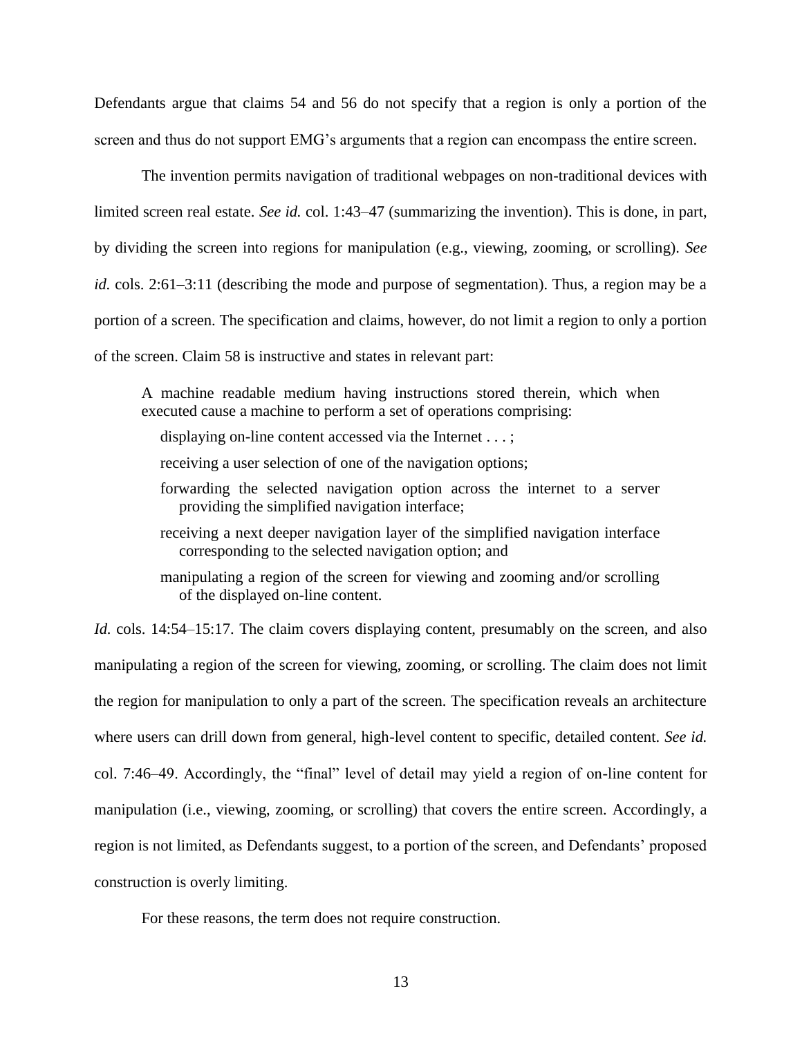Defendants argue that claims 54 and 56 do not specify that a region is only a portion of the screen and thus do not support EMG's arguments that a region can encompass the entire screen.

The invention permits navigation of traditional webpages on non-traditional devices with limited screen real estate. *See id.* col. 1:43–47 (summarizing the invention). This is done, in part, by dividing the screen into regions for manipulation (e.g., viewing, zooming, or scrolling). *See id.* cols. 2:61–3:11 (describing the mode and purpose of segmentation). Thus, a region may be a portion of a screen. The specification and claims, however, do not limit a region to only a portion of the screen. Claim 58 is instructive and states in relevant part:

> A machine readable medium having instructions stored therein, which when executed cause a machine to perform a set of operations comprising:
>
> displaying on-line content accessed via the Internet . . . ;
>
> receiving a user selection of one of the navigation options;
>
> forwarding the selected navigation option across the internet to a server providing the simplified navigation interface;
>
> receiving a next deeper navigation layer of the simplified navigation interface corresponding to the selected navigation option; and
>
> manipulating a region of the screen for viewing and zooming and/or scrolling of the displayed on-line content.

*Id.* cols. 14:54–15:17. The claim covers displaying content, presumably on the screen, and also manipulating a region of the screen for viewing, zooming, or scrolling. The claim does not limit the region for manipulation to only a part of the screen. The specification reveals an architecture where users can drill down from general, high-level content to specific, detailed content. *See id.* col. 7:46–49. Accordingly, the "final" level of detail may yield a region of on-line content for manipulation (i.e., viewing, zooming, or scrolling) that covers the entire screen. Accordingly, a region is not limited, as Defendants suggest, to a portion of the screen, and Defendants' proposed construction is overly limiting.

For these reasons, the term does not require construction.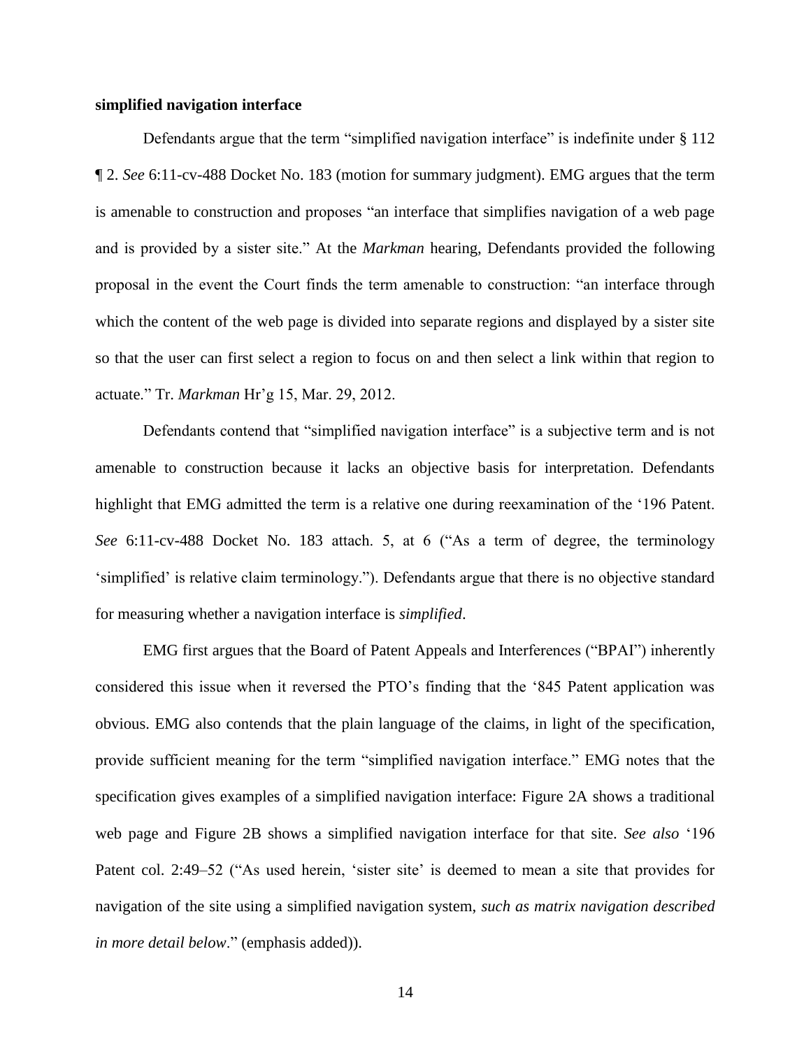**simplified navigation interface**

Defendants argue that the term "simplified navigation interface" is indefinite under § 112 ¶ 2. *See* 6:11-cv-488 Docket No. 183 (motion for summary judgment). EMG argues that the term is amenable to construction and proposes "an interface that simplifies navigation of a web page and is provided by a sister site." At the *Markman* hearing, Defendants provided the following proposal in the event the Court finds the term amenable to construction: "an interface through which the content of the web page is divided into separate regions and displayed by a sister site so that the user can first select a region to focus on and then select a link within that region to actuate." Tr. *Markman* Hr'g 15, Mar. 29, 2012.

Defendants contend that "simplified navigation interface" is a subjective term and is not amenable to construction because it lacks an objective basis for interpretation. Defendants highlight that EMG admitted the term is a relative one during reexamination of the '196 Patent. *See* 6:11-cv-488 Docket No. 183 attach. 5, at 6 ("As a term of degree, the terminology 'simplified' is relative claim terminology."). Defendants argue that there is no objective standard for measuring whether a navigation interface is *simplified*.

EMG first argues that the Board of Patent Appeals and Interferences ("BPAI") inherently considered this issue when it reversed the PTO's finding that the '845 Patent application was obvious. EMG also contends that the plain language of the claims, in light of the specification, provide sufficient meaning for the term "simplified navigation interface." EMG notes that the specification gives examples of a simplified navigation interface: Figure 2A shows a traditional web page and Figure 2B shows a simplified navigation interface for that site. *See also* '196 Patent col. 2:49–52 ("As used herein, 'sister site' is deemed to mean a site that provides for navigation of the site using a simplified navigation system, *such as matrix navigation described in more detail below*." (emphasis added)).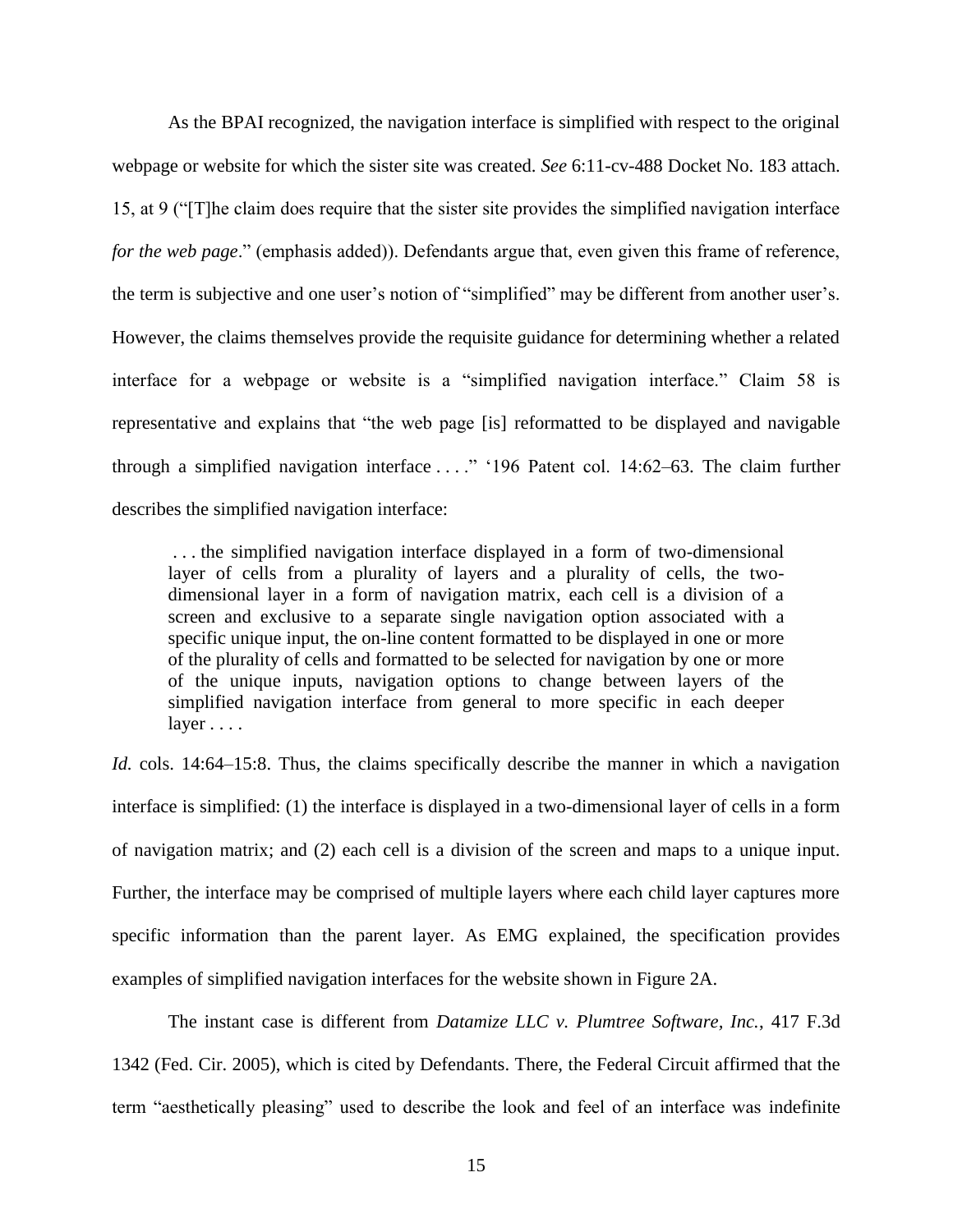As the BPAI recognized, the navigation interface is simplified with respect to the original webpage or website for which the sister site was created. *See* 6:11-cv-488 Docket No. 183 attach. 15, at 9 ("[T]he claim does require that the sister site provides the simplified navigation interface *for the web page*." (emphasis added)). Defendants argue that, even given this frame of reference, the term is subjective and one user's notion of "simplified" may be different from another user's. However, the claims themselves provide the requisite guidance for determining whether a related interface for a webpage or website is a "simplified navigation interface." Claim 58 is representative and explains that "the web page [is] reformatted to be displayed and navigable through a simplified navigation interface . . . ." '196 Patent col. 14:62–63. The claim further describes the simplified navigation interface:

> . . . the simplified navigation interface displayed in a form of two-dimensional layer of cells from a plurality of layers and a plurality of cells, the two-dimensional layer in a form of navigation matrix, each cell is a division of a screen and exclusive to a separate single navigation option associated with a specific unique input, the on-line content formatted to be displayed in one or more of the plurality of cells and formatted to be selected for navigation by one or more of the unique inputs, navigation options to change between layers of the simplified navigation interface from general to more specific in each deeper layer . . . .

*Id.* cols. 14:64–15:8. Thus, the claims specifically describe the manner in which a navigation interface is simplified: (1) the interface is displayed in a two-dimensional layer of cells in a form of navigation matrix; and (2) each cell is a division of the screen and maps to a unique input. Further, the interface may be comprised of multiple layers where each child layer captures more specific information than the parent layer. As EMG explained, the specification provides examples of simplified navigation interfaces for the website shown in Figure 2A.

The instant case is different from *Datamize LLC v. Plumtree Software, Inc.*, 417 F.3d 1342 (Fed. Cir. 2005), which is cited by Defendants. There, the Federal Circuit affirmed that the term "aesthetically pleasing" used to describe the look and feel of an interface was indefinite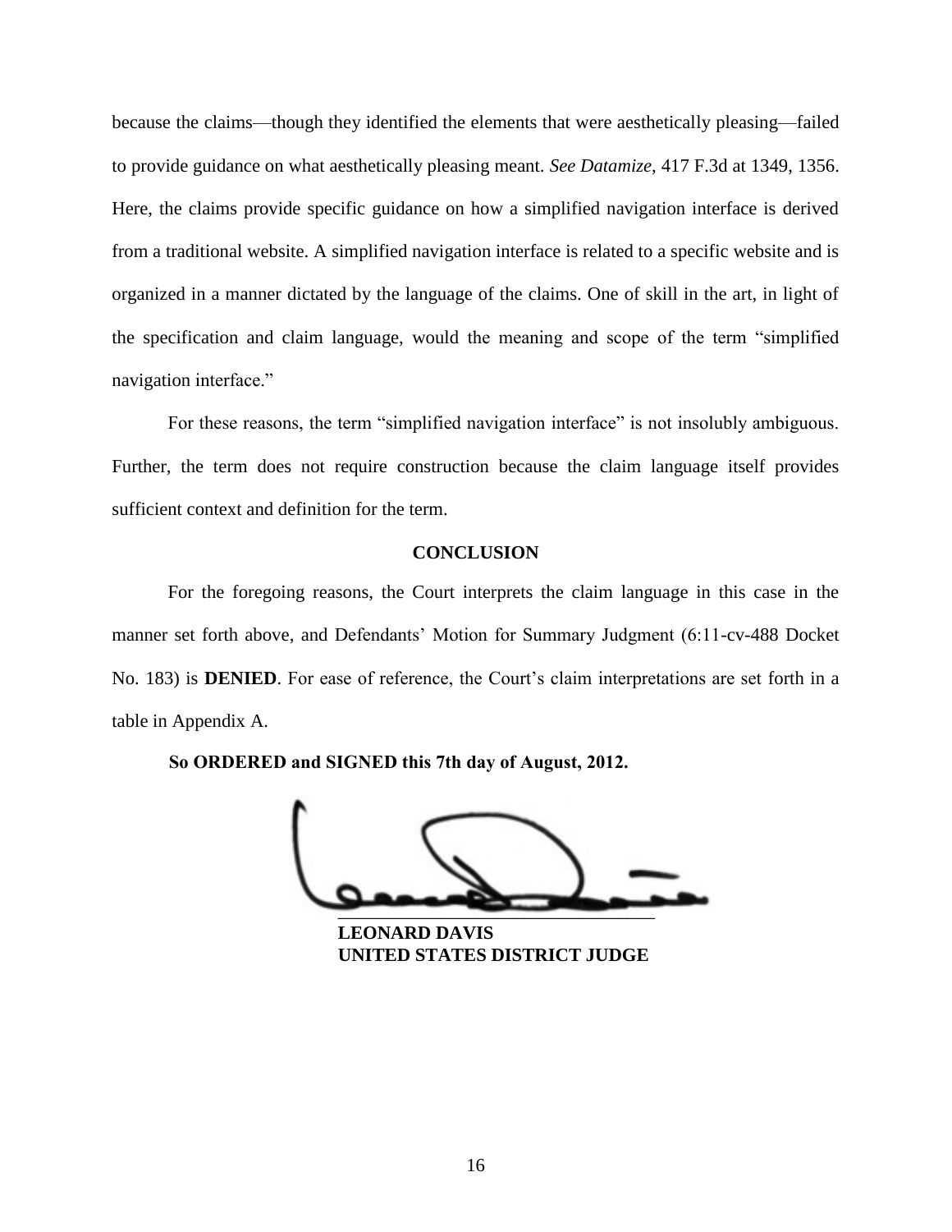because the claims—though they identified the elements that were aesthetically pleasing—failed to provide guidance on what aesthetically pleasing meant. *See Datamize*, 417 F.3d at 1349, 1356. Here, the claims provide specific guidance on how a simplified navigation interface is derived from a traditional website. A simplified navigation interface is related to a specific website and is organized in a manner dictated by the language of the claims. One of skill in the art, in light of the specification and claim language, would the meaning and scope of the term "simplified navigation interface."

For these reasons, the term "simplified navigation interface" is not insolubly ambiguous. Further, the term does not require construction because the claim language itself provides sufficient context and definition for the term.

## CONCLUSION

For the foregoing reasons, the Court interprets the claim language in this case in the manner set forth above, and Defendants' Motion for Summary Judgment (6:11-cv-488 Docket No. 183) is **DENIED**. For ease of reference, the Court's claim interpretations are set forth in a table in Appendix A.

**So ORDERED and SIGNED this 7th day of August, 2012.**

**LEONARD DAVIS**
**UNITED STATES DISTRICT JUDGE**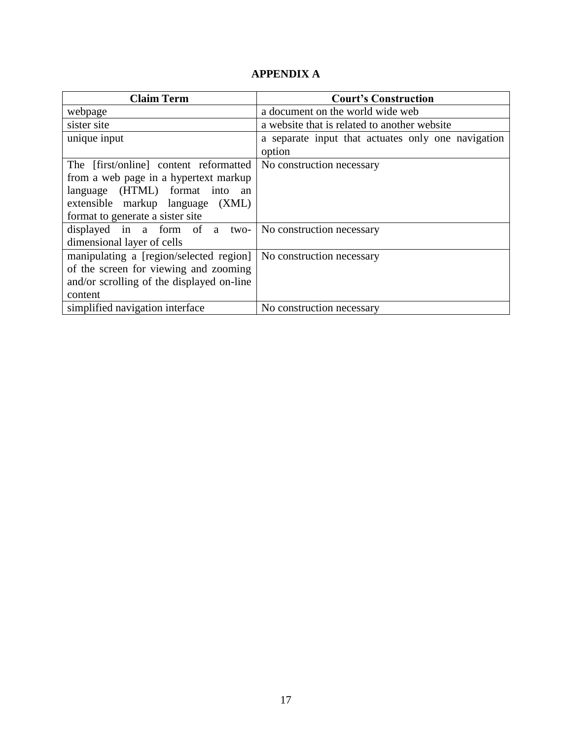## APPENDIX A

| Claim Term | Court's Construction |
| --- | --- |
| webpage | a document on the world wide web |
| sister site | a website that is related to another website |
| unique input | a separate input that actuates only one navigation option |
| The [first/online] content reformatted from a web page in a hypertext markup language (HTML) format into an extensible markup language (XML) format to generate a sister site | No construction necessary |
| displayed in a form of a two-dimensional layer of cells | No construction necessary |
| manipulating a [region/selected region] of the screen for viewing and zooming and/or scrolling of the displayed on-line content | No construction necessary |
| simplified navigation interface | No construction necessary |